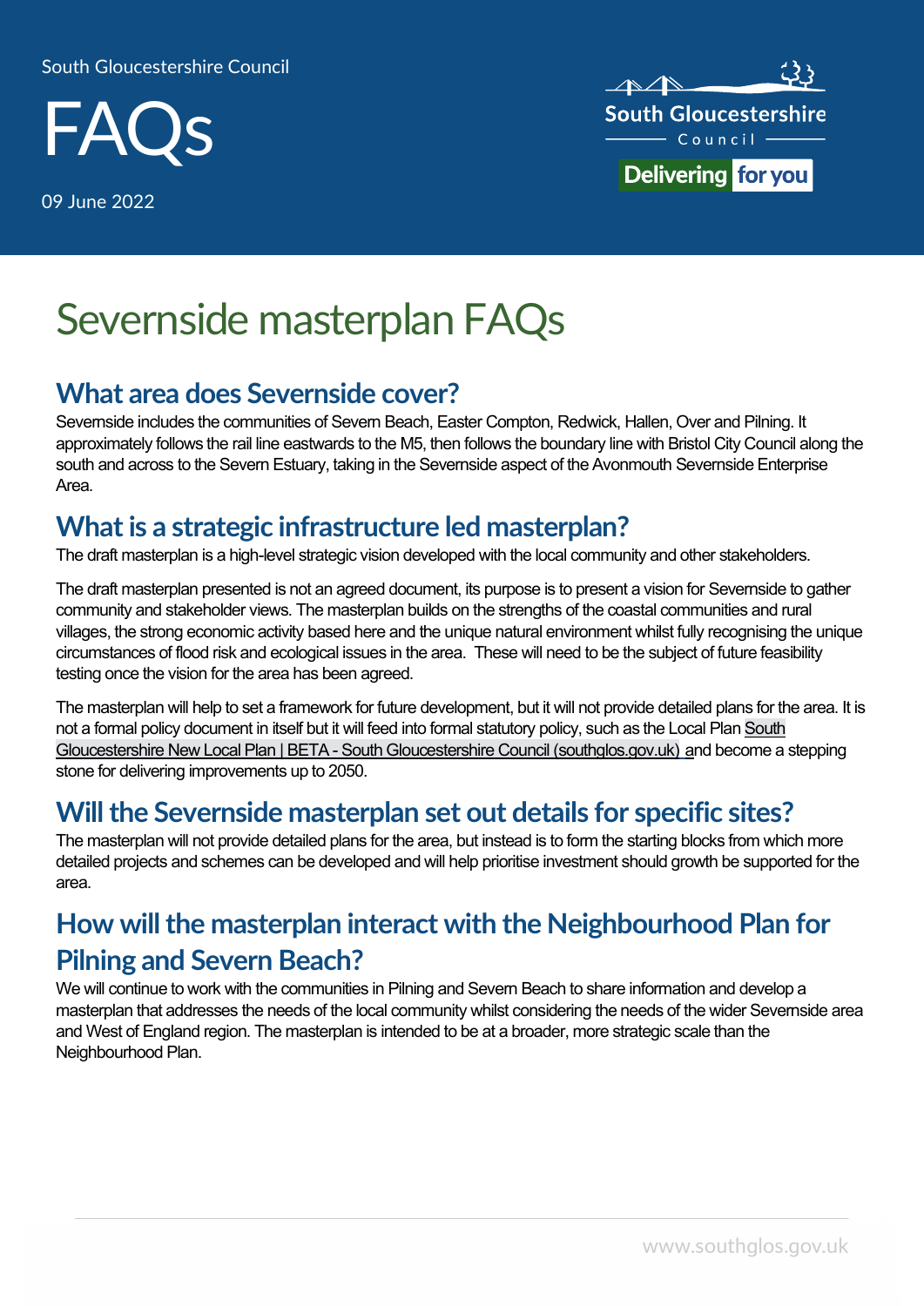South Gloucestershire Council

# FAQs

09 June 2022

# Severnside masterplan FAQs

## What area does Severnside cover?

Severnside includes the communities of Severn Beach, Easter Compton, Redwick, Hallen, Over and Pilning. It approximately follows the rail line eastwards to the M5, then follows the boundary line with Bristol City Council along the south and across to the Severn Estuary, taking in the Severnside aspect of the Avonmouth Severnside Enterprise Area.

## What is a strategic infrastructure led masterplan?

The draft masterplan is a high-level strategic vision developed with the local community and other stakeholders.

The draft masterplan presented is not an agreed document, its purpose is to present a vision for Severnside to gather community and stakeholder views. The masterplan builds on the strengths of the coastal communities and rural villages, the strong economic activity based here and the unique natural environment whilst fully recognising the unique circumstances of flood risk and ecological issues in the area. These will need to be the subject of future feasibility testing once the vision for the area has been agreed.

The masterplan will help to set a framework for future development, but it will not provide detailed plans for the area. It is not a formal policy document in itself but it will feed into formal statutory policy, such as the Local Plan South Gloucestershire New Local Plan | BETA - South Gloucestershire Council (southglos.gov.uk) and become a stepping stone for delivering improvements up to 2050.

## Will the Severnside masterplan set out details for specific sites?

The masterplan will not provide detailed plans for the area, but instead is to form the starting blocks from which more detailed projects and schemes can be developed and will help prioritise investment should growth be supported for the area.

## How will the masterplan interact with the Neighbourhood Plan for Pilning and Severn Beach?

We will continue to work with the communities in Pilning and Severn Beach to share information and develop a masterplan that addresses the needs of the local community whilst considering the needs of the wider Severnside area and West of England region. The masterplan is intended to be at a broader, more strategic scale than the Neighbourhood Plan.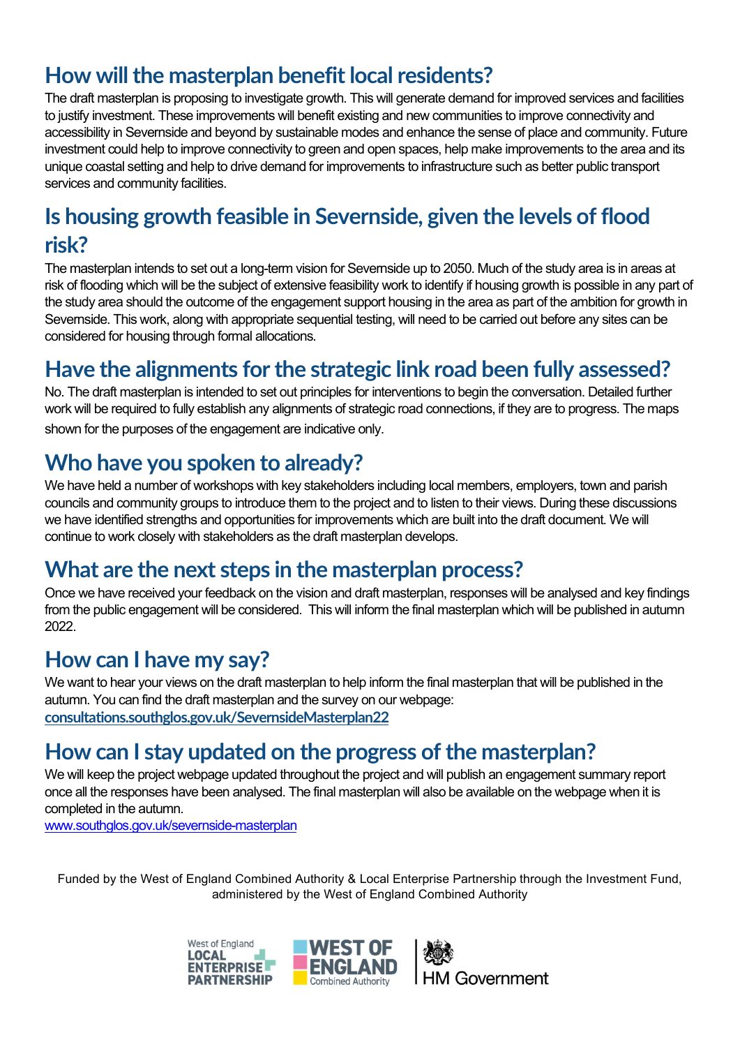## How will the masterplan benefit local residents?

The draft masterplan is proposing to investigate growth. This will generate demand for improved services and facilities to justify investment. These improvements will benefit existing and new communities to improve connectivity and accessibility in Severnside and beyond by sustainable modes and enhance the sense of place and community. Future investment could help to improve connectivity to green and open spaces, help make improvements to the area and its unique coastal setting and help to drive demand for improvements to infrastructure such as better public transport services and community facilities.

## Is housing growth feasible in Severnside, given the levels of flood risk?

The masterplan intends to set out a long-term vision for Severnside up to 2050. Much of the study area is in areas at risk of flooding which will be the subject of extensive feasibility work to identify if housing growth is possible in any part of the study area should the outcome of the engagement support housing in the area as part of the ambition for growth in Severnside. This work, along with appropriate sequential testing, will need to be carried out before any sites can be considered for housing through formal allocations.

## Have the alignments for the strategic link road been fully assessed?

No. The draft masterplan is intended to set out principles for interventions to begin the conversation. Detailed further work will be required to fully establish any alignments of strategic road connections, if they are to progress. The maps shown for the purposes of the engagement are indicative only.

## Who have you spoken to already?

We have held a number of workshops with key stakeholders including local members, employers, town and parish councils and community groups to introduce them to the project and to listen to their views. During these discussions we have identified strengths and opportunities for improvements which are built into the draft document. We will continue to work closely with stakeholders as the draft masterplan develops.

## What are the next steps in the masterplan process?

Once we have received your feedback on the vision and draft masterplan, responses will be analysed and key findings from the public engagement will be considered. This will inform the final masterplan which will be published in autumn 2022.

## How can I have my say?

We want to hear your views on the draft masterplan to help inform the final masterplan that will be published in the autumn. You can find the draft masterplan and the survey on our webpage:
**consultations.southglos.gov.uk/SevernsideMasterplan22**

## How can I stay updated on the progress of the masterplan?

We will keep the project webpage updated throughout the project and will publish an engagement summary report once all the responses have been analysed. The final masterplan will also be available on the webpage when it is completed in the autumn.
www.southglos.gov.uk/severnside-masterplan

Funded by the West of England Combined Authority & Local Enterprise Partnership through the Investment Fund, administered by the West of England Combined Authority

West of England LOCAL ENTERPRISE PARTNERSHIP

WEST OF ENGLAND Combined Authority

HM Government